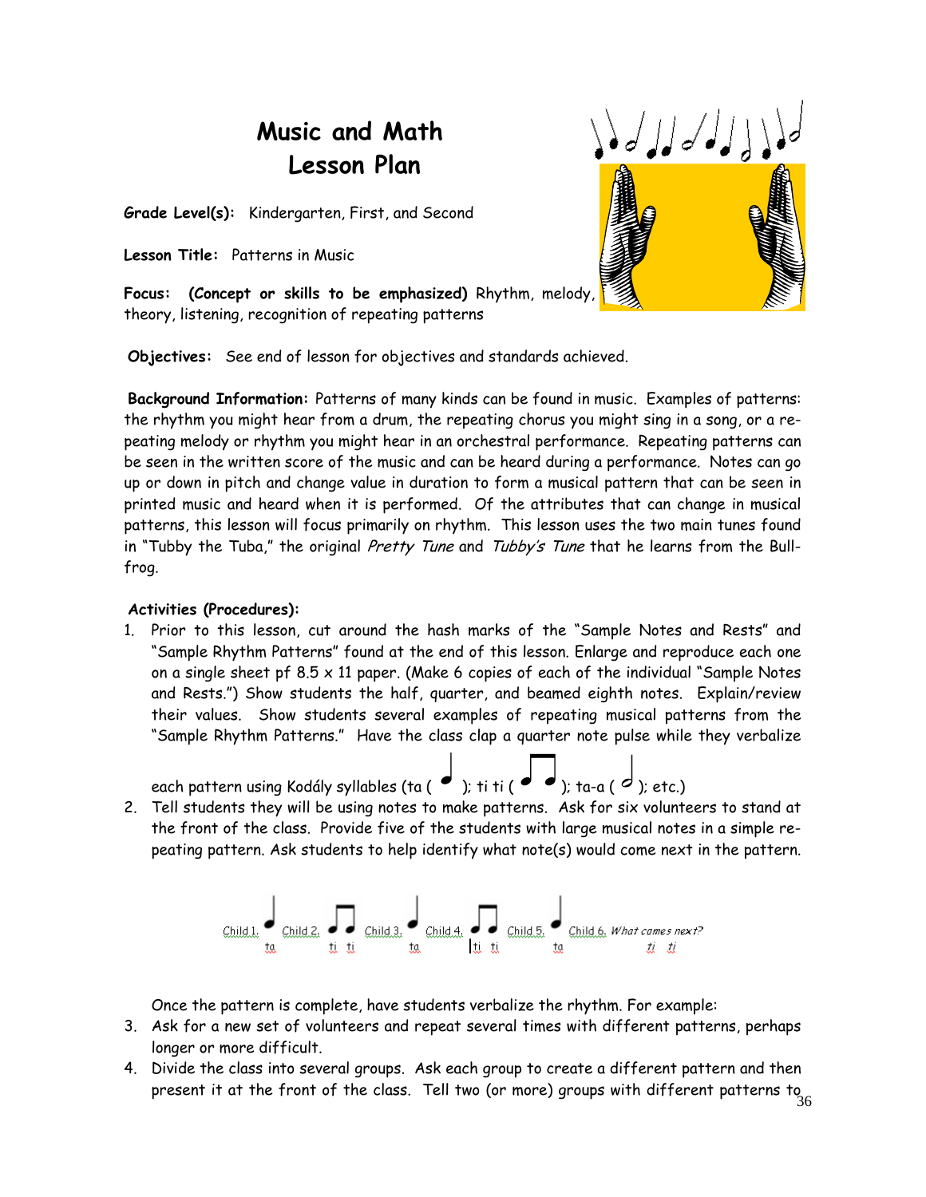# Music and Math
# Lesson Plan

**Grade Level(s):** Kindergarten, First, and Second

**Lesson Title:** Patterns in Music

**Focus: (Concept or skills to be emphasized)** Rhythm, melody, theory, listening, recognition of repeating patterns

**Objectives:** See end of lesson for objectives and standards achieved.

**Background Information:** Patterns of many kinds can be found in music. Examples of patterns: the rhythm you might hear from a drum, the repeating chorus you might sing in a song, or a repeating melody or rhythm you might hear in an orchestral performance. Repeating patterns can be seen in the written score of the music and can be heard during a performance. Notes can go up or down in pitch and change value in duration to form a musical pattern that can be seen in printed music and heard when it is performed. Of the attributes that can change in musical patterns, this lesson will focus primarily on rhythm. This lesson uses the two main tunes found in "Tubby the Tuba," the original *Pretty Tune* and *Tubby's Tune* that he learns from the Bullfrog.

**Activities (Procedures):**

1. Prior to this lesson, cut around the hash marks of the "Sample Notes and Rests" and "Sample Rhythm Patterns" found at the end of this lesson. Enlarge and reproduce each one on a single sheet pf 8.5 x 11 paper. (Make 6 copies of each of the individual "Sample Notes and Rests.") Show students the half, quarter, and beamed eighth notes. Explain/review their values. Show students several examples of repeating musical patterns from the "Sample Rhythm Patterns." Have the class clap a quarter note pulse while they verbalize each pattern using Kodály syllables (ta ( ♩ ); ti ti ( ♫ ); ta-a ( 𝅗𝅥 ); etc.)
2. Tell students they will be using notes to make patterns. Ask for six volunteers to stand at the front of the class. Provide five of the students with large musical notes in a simple repeating pattern. Ask students to help identify what note(s) would come next in the pattern.

   Child 1. ♩ ta Child 2. ♫ ti ti Child 3. ♩ ta Child 4. ♫ ti ti Child 5. ♩ ta Child 6. *What comes next? ti ti*

   Once the pattern is complete, have students verbalize the rhythm. For example:
3. Ask for a new set of volunteers and repeat several times with different patterns, perhaps longer or more difficult.
4. Divide the class into several groups. Ask each group to create a different pattern and then present it at the front of the class. Tell two (or more) groups with different patterns to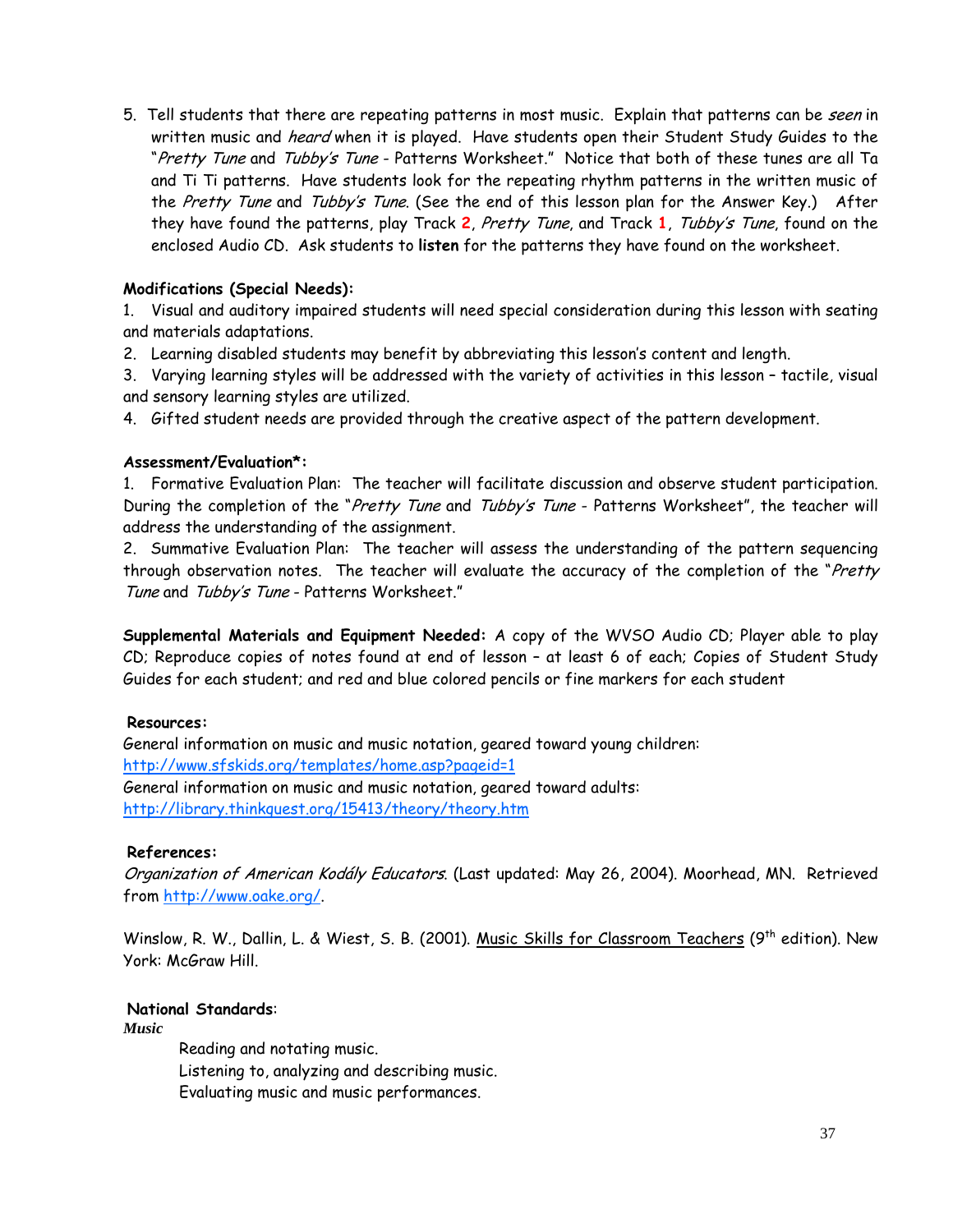5. Tell students that there are repeating patterns in most music. Explain that patterns can be *seen* in written music and *heard* when it is played. Have students open their Student Study Guides to the "*Pretty Tune* and *Tubby's Tune* - Patterns Worksheet." Notice that both of these tunes are all Ta and Ti Ti patterns. Have students look for the repeating rhythm patterns in the written music of the *Pretty Tune* and *Tubby's Tune*. (See the end of this lesson plan for the Answer Key.) After they have found the patterns, play Track **2**, *Pretty Tune*, and Track **1**, *Tubby's Tune*, found on the enclosed Audio CD. Ask students to **listen** for the patterns they have found on the worksheet.

**Modifications (Special Needs):**

1. Visual and auditory impaired students will need special consideration during this lesson with seating and materials adaptations.
2. Learning disabled students may benefit by abbreviating this lesson's content and length.
3. Varying learning styles will be addressed with the variety of activities in this lesson – tactile, visual and sensory learning styles are utilized.
4. Gifted student needs are provided through the creative aspect of the pattern development.

**Assessment/Evaluation*:**

1. Formative Evaluation Plan: The teacher will facilitate discussion and observe student participation. During the completion of the "*Pretty Tune* and *Tubby's Tune* - Patterns Worksheet", the teacher will address the understanding of the assignment.
2. Summative Evaluation Plan: The teacher will assess the understanding of the pattern sequencing through observation notes. The teacher will evaluate the accuracy of the completion of the "*Pretty Tune* and *Tubby's Tune* - Patterns Worksheet."

**Supplemental Materials and Equipment Needed:** A copy of the WVSO Audio CD; Player able to play CD; Reproduce copies of notes found at end of lesson – at least 6 of each; Copies of Student Study Guides for each student; and red and blue colored pencils or fine markers for each student

**Resources:**

General information on music and music notation, geared toward young children:
http://www.sfskids.org/templates/home.asp?pageid=1
General information on music and music notation, geared toward adults:
http://library.thinkquest.org/15413/theory/theory.htm

**References:**

*Organization of American Kodály Educators*. (Last updated: May 26, 2004). Moorhead, MN. Retrieved from http://www.oake.org/.

Winslow, R. W., Dallin, L. & Wiest, S. B. (2001). Music Skills for Classroom Teachers (9th edition). New York: McGraw Hill.

**National Standards**:

***Music***

Reading and notating music.
Listening to, analyzing and describing music.
Evaluating music and music performances.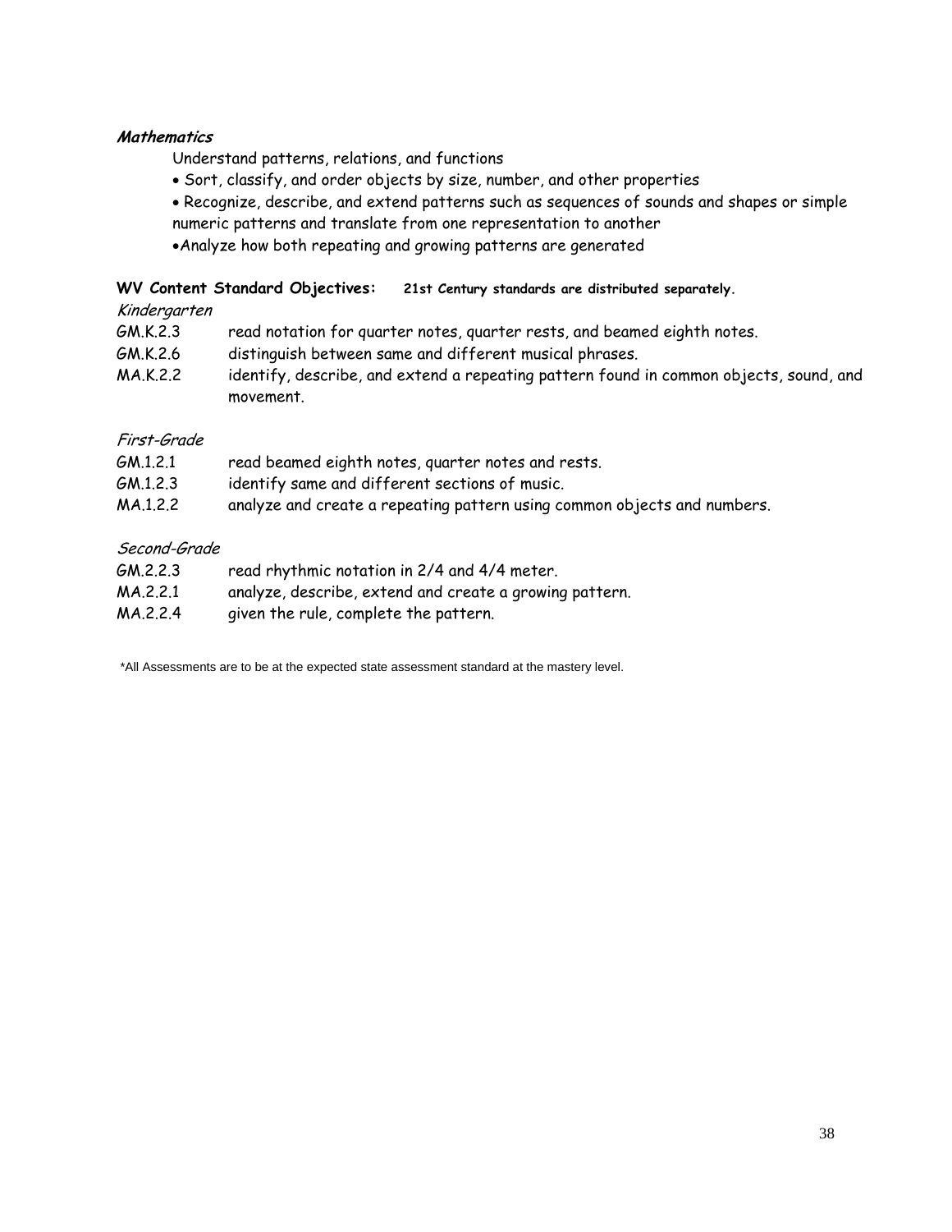***Mathematics***

Understand patterns, relations, and functions

- Sort, classify, and order objects by size, number, and other properties
- Recognize, describe, and extend patterns such as sequences of sounds and shapes or simple numeric patterns and translate from one representation to another
- Analyze how both repeating and growing patterns are generated

**WV Content Standard Objectives:** **21st Century standards are distributed separately.**

*Kindergarten*

GM.K.2.3 read notation for quarter notes, quarter rests, and beamed eighth notes.

GM.K.2.6 distinguish between same and different musical phrases.

MA.K.2.2 identify, describe, and extend a repeating pattern found in common objects, sound, and movement.

*First-Grade*

GM.1.2.1 read beamed eighth notes, quarter notes and rests.

GM.1.2.3 identify same and different sections of music.

MA.1.2.2 analyze and create a repeating pattern using common objects and numbers.

*Second-Grade*

GM.2.2.3 read rhythmic notation in 2/4 and 4/4 meter.

MA.2.2.1 analyze, describe, extend and create a growing pattern.

MA.2.2.4 given the rule, complete the pattern.

*All Assessments are to be at the expected state assessment standard at the mastery level.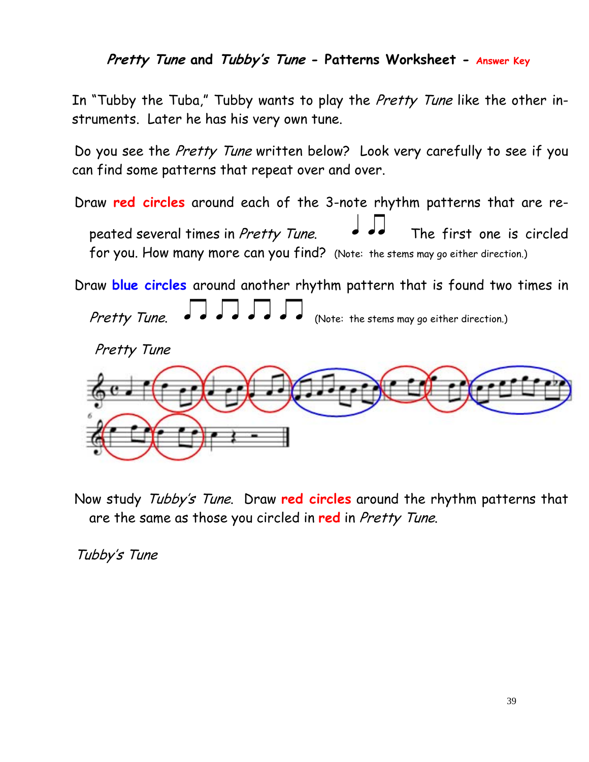## *Pretty Tune* and *Tubby's Tune* - Patterns Worksheet - Answer Key

In "Tubby the Tuba," Tubby wants to play the *Pretty Tune* like the other instruments. Later he has his very own tune.

Do you see the *Pretty Tune* written below? Look very carefully to see if you can find some patterns that repeat over and over.

Draw **red circles** around each of the 3-note rhythm patterns that are repeated several times in *Pretty Tune*. The first one is circled for you. How many more can you find? (Note: the stems may go either direction.)

Draw **blue circles** around another rhythm pattern that is found two times in *Pretty Tune*. (Note: the stems may go either direction.)

*Pretty Tune*

Now study *Tubby's Tune*. Draw **red circles** around the rhythm patterns that are the same as those you circled in **red** in *Pretty Tune*.

*Tubby's Tune*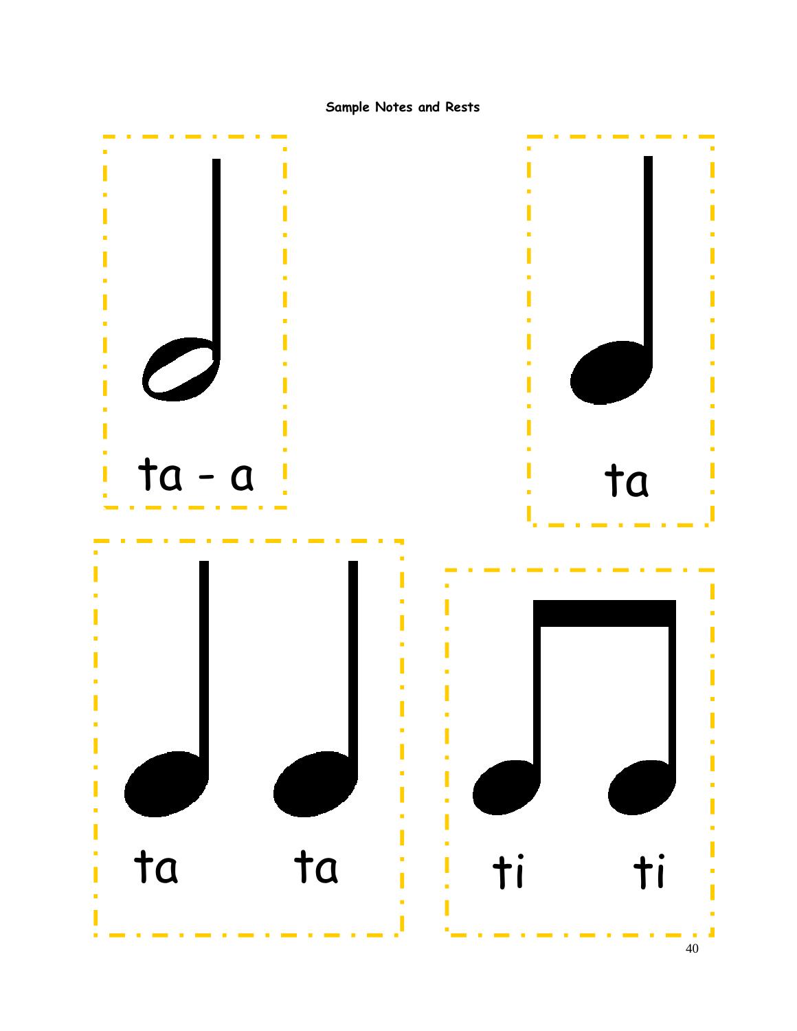**Sample Notes and Rests**

ta - a

ta

ta ta

ti ti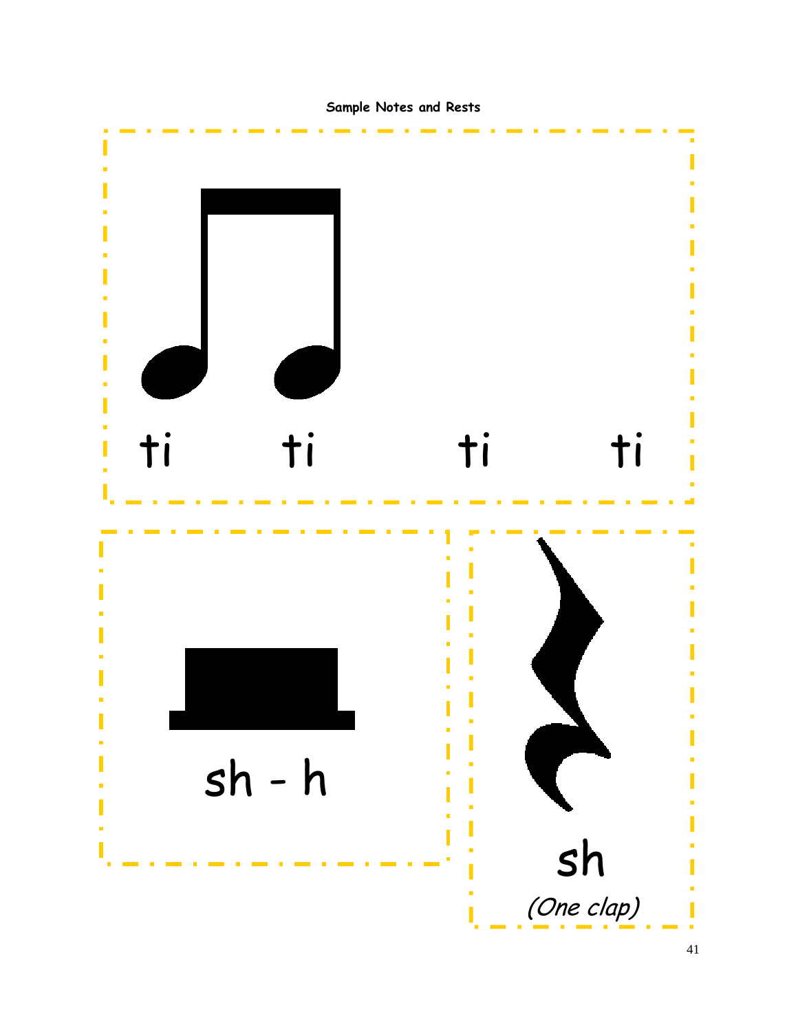**Sample Notes and Rests**

ti ti ti ti

sh - h

sh

*(One clap)*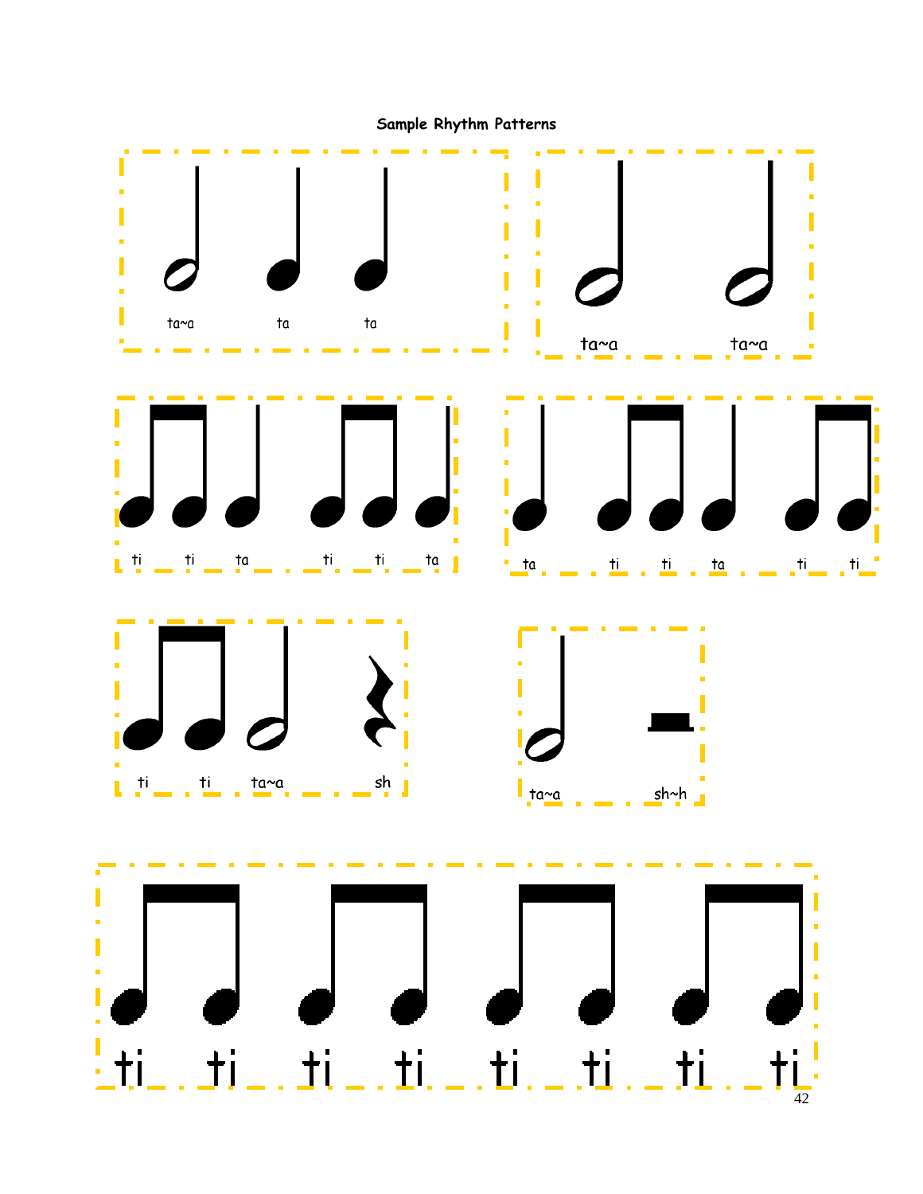**Sample Rhythm Patterns**

ta~a ta ta

ta~a ta~a

ti ti ta ti ti ta

ta ti ti ta ti ti

ti ti ta~a sh

ta~a sh~h

ti ti ti ti ti ti ti ti